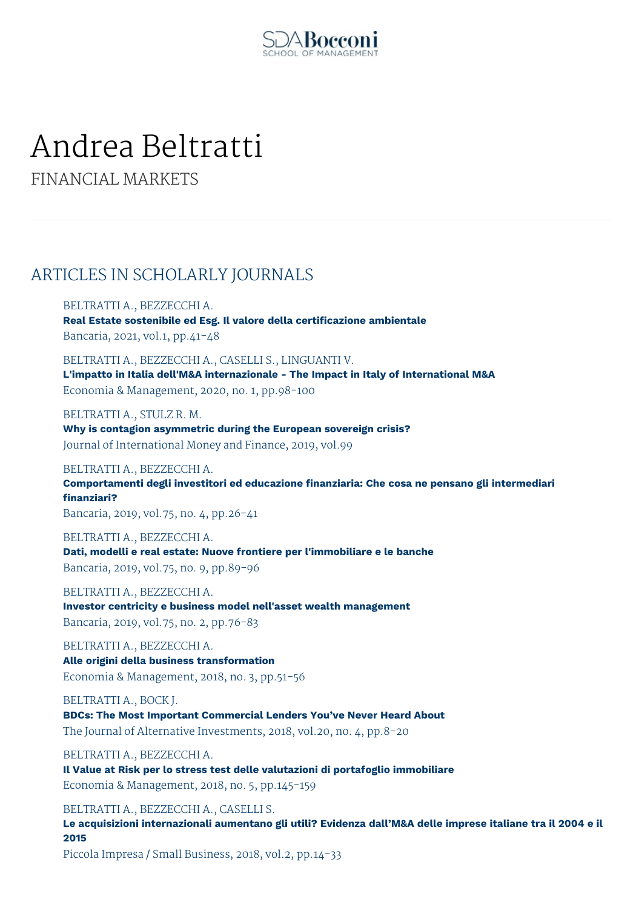# Andrea Beltratti

FINANCIAL MARKETS

## ARTICLES IN SCHOLARLY JOURNALS

BELTRATTI A., BEZZECCHI A.
**Real Estate sostenibile ed Esg. Il valore della certificazione ambientale**
Bancaria, 2021, vol.1, pp.41-48

BELTRATTI A., BEZZECCHI A., CASELLI S., LINGUANTI V.
**L'impatto in Italia dell'M&A internazionale - The Impact in Italy of International M&A**
Economia & Management, 2020, no. 1, pp.98-100

BELTRATTI A., STULZ R. M.
**Why is contagion asymmetric during the European sovereign crisis?**
Journal of International Money and Finance, 2019, vol.99

BELTRATTI A., BEZZECCHI A.
**Comportamenti degli investitori ed educazione finanziaria: Che cosa ne pensano gli intermediari finanziari?**
Bancaria, 2019, vol.75, no. 4, pp.26-41

BELTRATTI A., BEZZECCHI A.
**Dati, modelli e real estate: Nuove frontiere per l'immobiliare e le banche**
Bancaria, 2019, vol.75, no. 9, pp.89-96

BELTRATTI A., BEZZECCHI A.
**Investor centricity e business model nell'asset wealth management**
Bancaria, 2019, vol.75, no. 2, pp.76-83

BELTRATTI A., BEZZECCHI A.
**Alle origini della business transformation**
Economia & Management, 2018, no. 3, pp.51-56

BELTRATTI A., BOCK J.
**BDCs: The Most Important Commercial Lenders You've Never Heard About**
The Journal of Alternative Investments, 2018, vol.20, no. 4, pp.8-20

BELTRATTI A., BEZZECCHI A.
**Il Value at Risk per lo stress test delle valutazioni di portafoglio immobiliare**
Economia & Management, 2018, no. 5, pp.145-159

BELTRATTI A., BEZZECCHI A., CASELLI S.
**Le acquisizioni internazionali aumentano gli utili? Evidenza dall'M&A delle imprese italiane tra il 2004 e il 2015**
Piccola Impresa / Small Business, 2018, vol.2, pp.14-33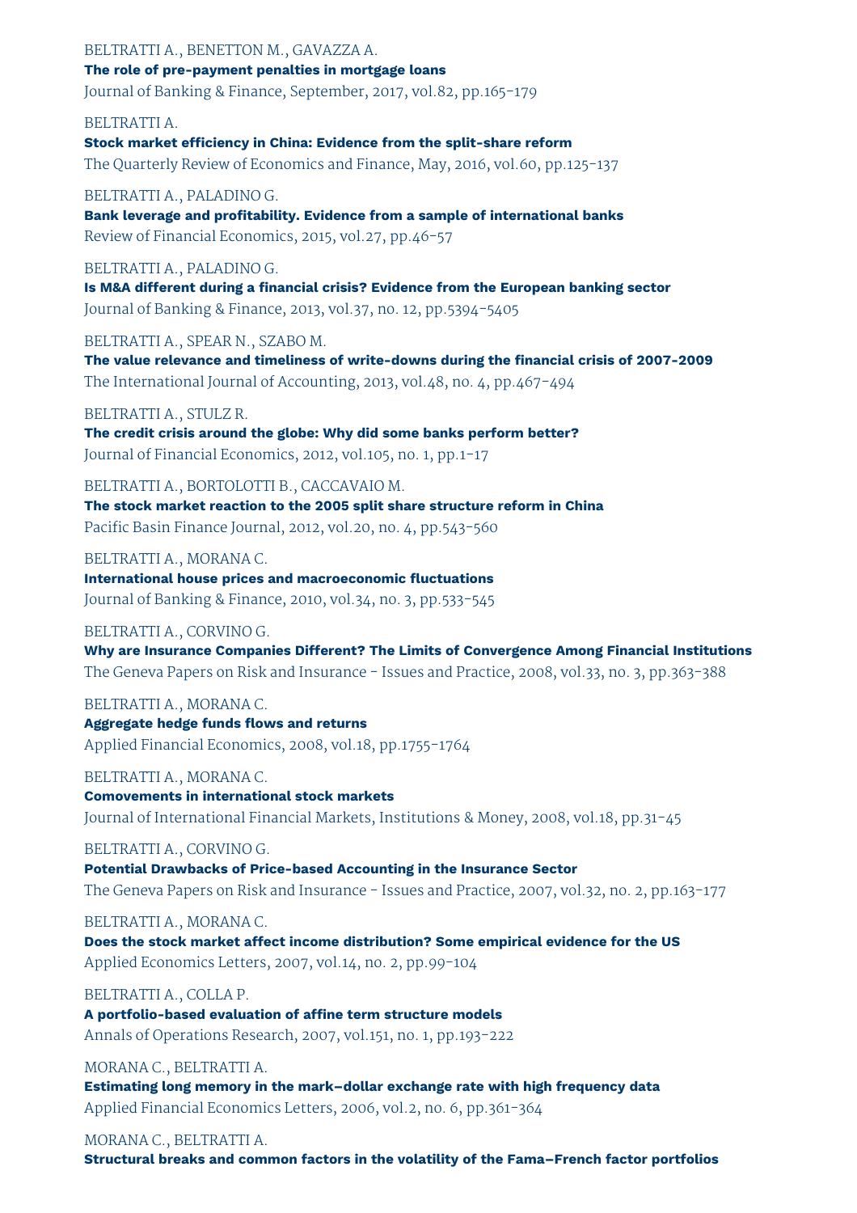BELTRATTI A., BENETTON M., GAVAZZA A.
**The role of pre-payment penalties in mortgage loans**
Journal of Banking & Finance, September, 2017, vol.82, pp.165-179

BELTRATTI A.
**Stock market efficiency in China: Evidence from the split-share reform**
The Quarterly Review of Economics and Finance, May, 2016, vol.60, pp.125-137

BELTRATTI A., PALADINO G.
**Bank leverage and profitability. Evidence from a sample of international banks**
Review of Financial Economics, 2015, vol.27, pp.46-57

BELTRATTI A., PALADINO G.
**Is M&A different during a financial crisis? Evidence from the European banking sector**
Journal of Banking & Finance, 2013, vol.37, no. 12, pp.5394-5405

BELTRATTI A., SPEAR N., SZABO M.
**The value relevance and timeliness of write-downs during the financial crisis of 2007-2009**
The International Journal of Accounting, 2013, vol.48, no. 4, pp.467-494

BELTRATTI A., STULZ R.
**The credit crisis around the globe: Why did some banks perform better?**
Journal of Financial Economics, 2012, vol.105, no. 1, pp.1-17

BELTRATTI A., BORTOLOTTI B., CACCAVAIO M.
**The stock market reaction to the 2005 split share structure reform in China**
Pacific Basin Finance Journal, 2012, vol.20, no. 4, pp.543-560

BELTRATTI A., MORANA C.
**International house prices and macroeconomic fluctuations**
Journal of Banking & Finance, 2010, vol.34, no. 3, pp.533-545

BELTRATTI A., CORVINO G.
**Why are Insurance Companies Different? The Limits of Convergence Among Financial Institutions**
The Geneva Papers on Risk and Insurance - Issues and Practice, 2008, vol.33, no. 3, pp.363-388

BELTRATTI A., MORANA C.
**Aggregate hedge funds flows and returns**
Applied Financial Economics, 2008, vol.18, pp.1755-1764

BELTRATTI A., MORANA C.
**Comovements in international stock markets**
Journal of International Financial Markets, Institutions & Money, 2008, vol.18, pp.31-45

BELTRATTI A., CORVINO G.
**Potential Drawbacks of Price-based Accounting in the Insurance Sector**
The Geneva Papers on Risk and Insurance - Issues and Practice, 2007, vol.32, no. 2, pp.163-177

BELTRATTI A., MORANA C.
**Does the stock market affect income distribution? Some empirical evidence for the US**
Applied Economics Letters, 2007, vol.14, no. 2, pp.99-104

BELTRATTI A., COLLA P.
**A portfolio-based evaluation of affine term structure models**
Annals of Operations Research, 2007, vol.151, no. 1, pp.193-222

MORANA C., BELTRATTI A.
**Estimating long memory in the mark–dollar exchange rate with high frequency data**
Applied Financial Economics Letters, 2006, vol.2, no. 6, pp.361-364

MORANA C., BELTRATTI A.
**Structural breaks and common factors in the volatility of the Fama–French factor portfolios**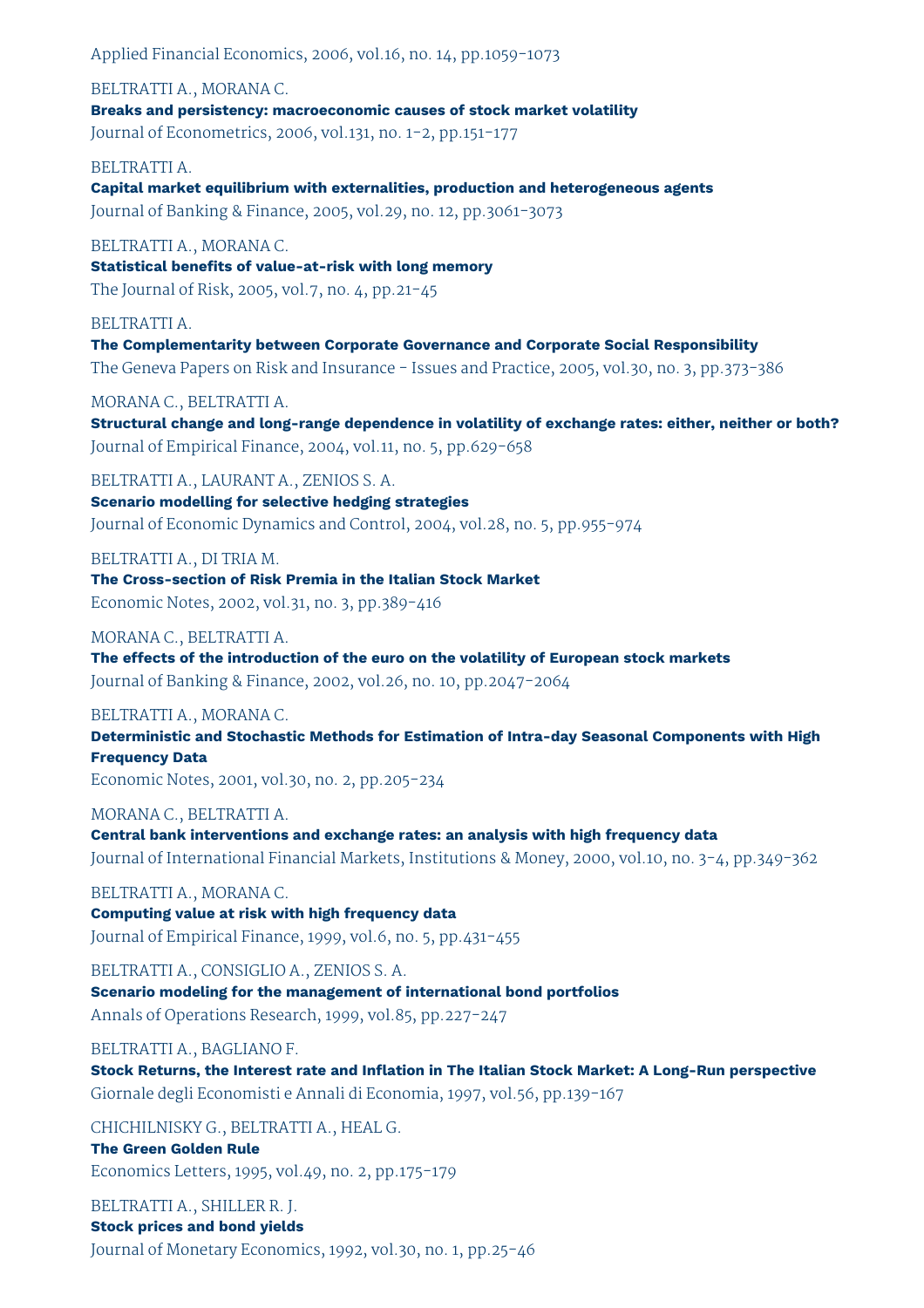Applied Financial Economics, 2006, vol.16, no. 14, pp.1059-1073

BELTRATTI A., MORANA C.
**Breaks and persistency: macroeconomic causes of stock market volatility**
Journal of Econometrics, 2006, vol.131, no. 1-2, pp.151-177

BELTRATTI A.
**Capital market equilibrium with externalities, production and heterogeneous agents**
Journal of Banking & Finance, 2005, vol.29, no. 12, pp.3061-3073

BELTRATTI A., MORANA C.
**Statistical benefits of value-at-risk with long memory**
The Journal of Risk, 2005, vol.7, no. 4, pp.21-45

BELTRATTI A.
**The Complementarity between Corporate Governance and Corporate Social Responsibility**
The Geneva Papers on Risk and Insurance - Issues and Practice, 2005, vol.30, no. 3, pp.373-386

MORANA C., BELTRATTI A.
**Structural change and long-range dependence in volatility of exchange rates: either, neither or both?**
Journal of Empirical Finance, 2004, vol.11, no. 5, pp.629-658

BELTRATTI A., LAURANT A., ZENIOS S. A.
**Scenario modelling for selective hedging strategies**
Journal of Economic Dynamics and Control, 2004, vol.28, no. 5, pp.955-974

BELTRATTI A., DI TRIA M.
**The Cross-section of Risk Premia in the Italian Stock Market**
Economic Notes, 2002, vol.31, no. 3, pp.389-416

MORANA C., BELTRATTI A.
**The effects of the introduction of the euro on the volatility of European stock markets**
Journal of Banking & Finance, 2002, vol.26, no. 10, pp.2047-2064

BELTRATTI A., MORANA C.
**Deterministic and Stochastic Methods for Estimation of Intra-day Seasonal Components with High Frequency Data**
Economic Notes, 2001, vol.30, no. 2, pp.205-234

MORANA C., BELTRATTI A.
**Central bank interventions and exchange rates: an analysis with high frequency data**
Journal of International Financial Markets, Institutions & Money, 2000, vol.10, no. 3-4, pp.349-362

BELTRATTI A., MORANA C.
**Computing value at risk with high frequency data**
Journal of Empirical Finance, 1999, vol.6, no. 5, pp.431-455

BELTRATTI A., CONSIGLIO A., ZENIOS S. A.
**Scenario modeling for the management of international bond portfolios**
Annals of Operations Research, 1999, vol.85, pp.227-247

BELTRATTI A., BAGLIANO F.
**Stock Returns, the Interest rate and Inflation in The Italian Stock Market: A Long-Run perspective**
Giornale degli Economisti e Annali di Economia, 1997, vol.56, pp.139-167

CHICHILNISKY G., BELTRATTI A., HEAL G.
**The Green Golden Rule**
Economics Letters, 1995, vol.49, no. 2, pp.175-179

BELTRATTI A., SHILLER R. J.
**Stock prices and bond yields**
Journal of Monetary Economics, 1992, vol.30, no. 1, pp.25-46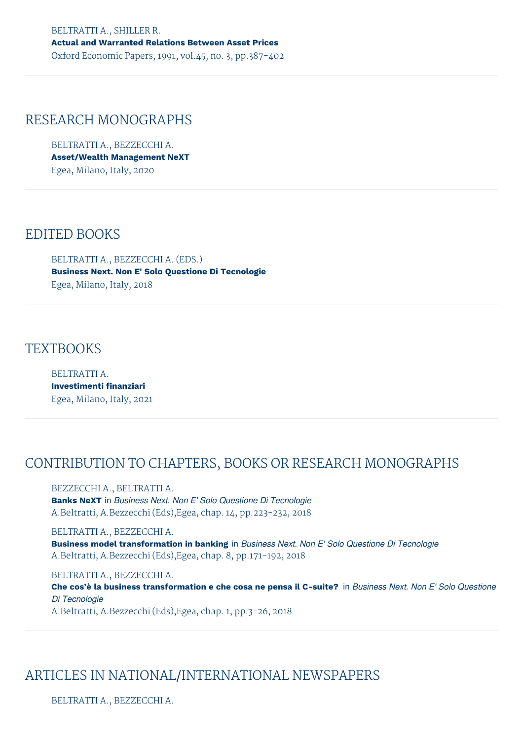BELTRATTI A., SHILLER R.
**Actual and Warranted Relations Between Asset Prices**
Oxford Economic Papers, 1991, vol.45, no. 3, pp.387-402

## RESEARCH MONOGRAPHS

BELTRATTI A., BEZZECCHI A.
**Asset/Wealth Management NeXT**
Egea, Milano, Italy, 2020

## EDITED BOOKS

BELTRATTI A., BEZZECCHI A. (EDS.)
**Business Next. Non E' Solo Questione Di Tecnologie**
Egea, Milano, Italy, 2018

## TEXTBOOKS

BELTRATTI A.
**Investimenti finanziari**
Egea, Milano, Italy, 2021

## CONTRIBUTION TO CHAPTERS, BOOKS OR RESEARCH MONOGRAPHS

BEZZECCHI A., BELTRATTI A.
**Banks NeXT** in *Business Next. Non E' Solo Questione Di Tecnologie*
A.Beltratti, A.Bezzecchi (Eds),Egea, chap. 14, pp.223-232, 2018

BELTRATTI A., BEZZECCHI A.
**Business model transformation in banking** in *Business Next. Non E' Solo Questione Di Tecnologie*
A.Beltratti, A.Bezzecchi (Eds),Egea, chap. 8, pp.171-192, 2018

BELTRATTI A., BEZZECCHI A.
**Che cos'è la business transformation e che cosa ne pensa il C-suite?** in *Business Next. Non E' Solo Questione Di Tecnologie*
A.Beltratti, A.Bezzecchi (Eds),Egea, chap. 1, pp.3-26, 2018

## ARTICLES IN NATIONAL/INTERNATIONAL NEWSPAPERS

BELTRATTI A., BEZZECCHI A.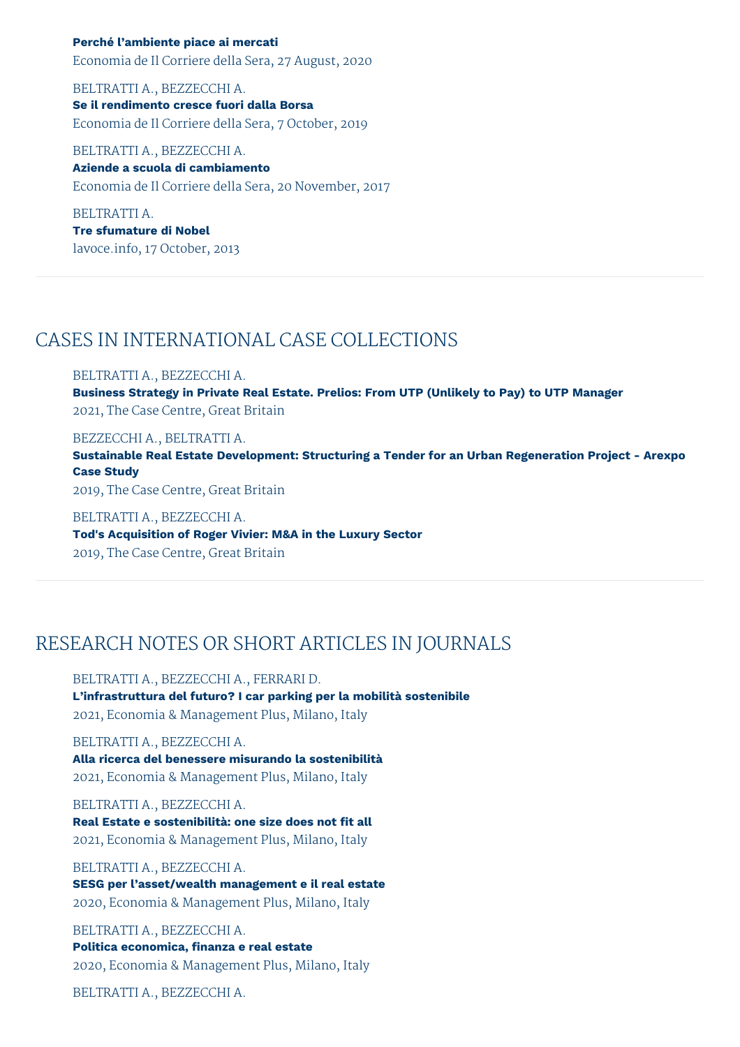**Perché l'ambiente piace ai mercati**
Economia de Il Corriere della Sera, 27 August, 2020

BELTRATTI A., BEZZECCHI A.
**Se il rendimento cresce fuori dalla Borsa**
Economia de Il Corriere della Sera, 7 October, 2019

BELTRATTI A., BEZZECCHI A.
**Aziende a scuola di cambiamento**
Economia de Il Corriere della Sera, 20 November, 2017

BELTRATTI A.
**Tre sfumature di Nobel**
lavoce.info, 17 October, 2013

## CASES IN INTERNATIONAL CASE COLLECTIONS

BELTRATTI A., BEZZECCHI A.
**Business Strategy in Private Real Estate. Prelios: From UTP (Unlikely to Pay) to UTP Manager**
2021, The Case Centre, Great Britain

BEZZECCHI A., BELTRATTI A.
**Sustainable Real Estate Development: Structuring a Tender for an Urban Regeneration Project - Arexpo Case Study**
2019, The Case Centre, Great Britain

BELTRATTI A., BEZZECCHI A.
**Tod's Acquisition of Roger Vivier: M&A in the Luxury Sector**
2019, The Case Centre, Great Britain

## RESEARCH NOTES OR SHORT ARTICLES IN JOURNALS

BELTRATTI A., BEZZECCHI A., FERRARI D.
**L'infrastruttura del futuro? I car parking per la mobilità sostenibile**
2021, Economia & Management Plus, Milano, Italy

BELTRATTI A., BEZZECCHI A.
**Alla ricerca del benessere misurando la sostenibilità**
2021, Economia & Management Plus, Milano, Italy

BELTRATTI A., BEZZECCHI A.
**Real Estate e sostenibilità: one size does not fit all**
2021, Economia & Management Plus, Milano, Italy

BELTRATTI A., BEZZECCHI A.
**SESG per l'asset/wealth management e il real estate**
2020, Economia & Management Plus, Milano, Italy

BELTRATTI A., BEZZECCHI A.
**Politica economica, finanza e real estate**
2020, Economia & Management Plus, Milano, Italy

BELTRATTI A., BEZZECCHI A.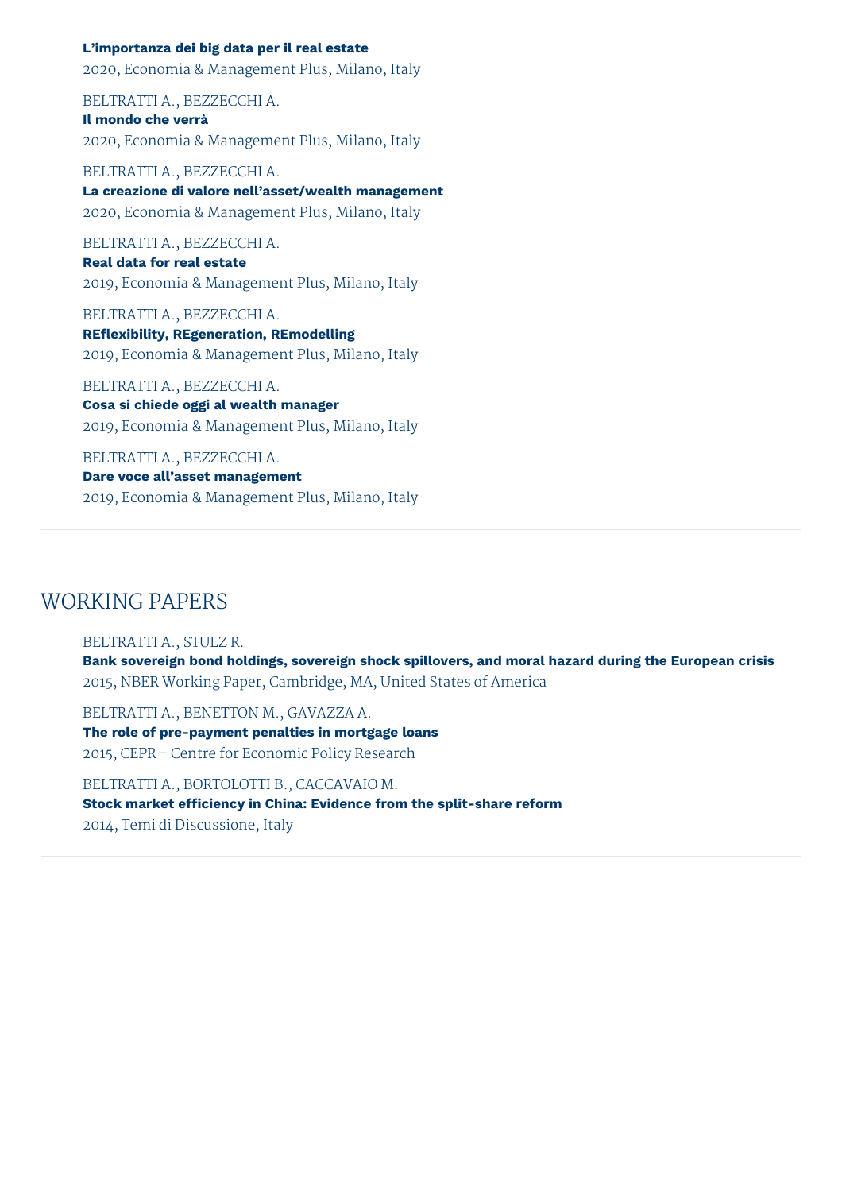**L'importanza dei big data per il real estate**
2020, Economia & Management Plus, Milano, Italy

BELTRATTI A., BEZZECCHI A.
**Il mondo che verrà**
2020, Economia & Management Plus, Milano, Italy

BELTRATTI A., BEZZECCHI A.
**La creazione di valore nell'asset/wealth management**
2020, Economia & Management Plus, Milano, Italy

BELTRATTI A., BEZZECCHI A.
**Real data for real estate**
2019, Economia & Management Plus, Milano, Italy

BELTRATTI A., BEZZECCHI A.
**REflexibility, REgeneration, REmodelling**
2019, Economia & Management Plus, Milano, Italy

BELTRATTI A., BEZZECCHI A.
**Cosa si chiede oggi al wealth manager**
2019, Economia & Management Plus, Milano, Italy

BELTRATTI A., BEZZECCHI A.
**Dare voce all'asset management**
2019, Economia & Management Plus, Milano, Italy

## WORKING PAPERS

BELTRATTI A., STULZ R.
**Bank sovereign bond holdings, sovereign shock spillovers, and moral hazard during the European crisis**
2015, NBER Working Paper, Cambridge, MA, United States of America

BELTRATTI A., BENETTON M., GAVAZZA A.
**The role of pre-payment penalties in mortgage loans**
2015, CEPR - Centre for Economic Policy Research

BELTRATTI A., BORTOLOTTI B., CACCAVAIO M.
**Stock market efficiency in China: Evidence from the split-share reform**
2014, Temi di Discussione, Italy